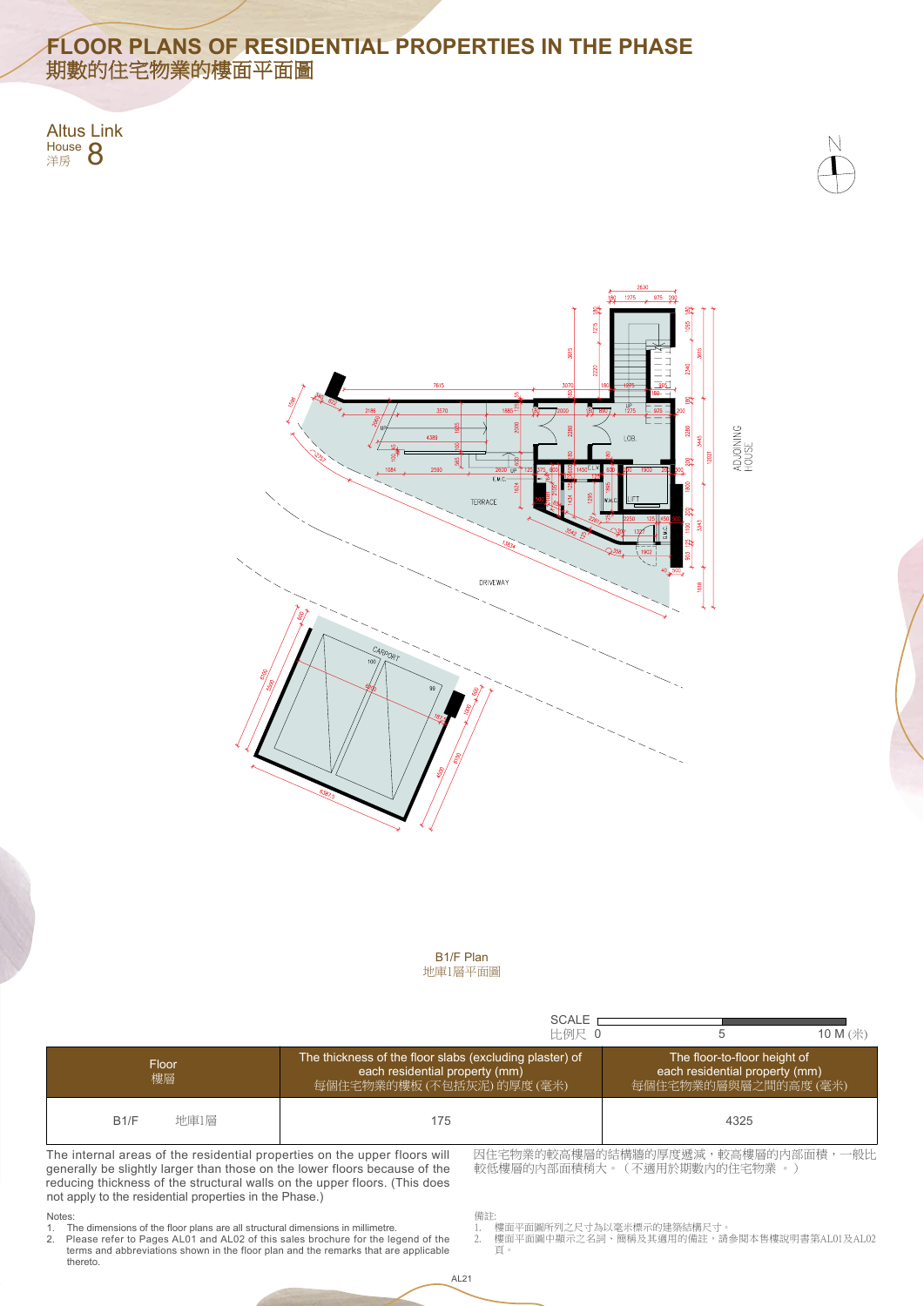# FLOOR PLANS OF RESIDENTIAL PROPERTIES IN THE PHASE
# 期數的住宅物業的樓面平面圖

Altus Link
House 洋房 8

B1/F Plan
地庫1層平面圖

SCALE 比例尺 0 5 10 M (米)

| Floor 樓層 | The thickness of the floor slabs (excluding plaster) of each residential property (mm) 每個住宅物業的樓板 (不包括灰泥) 的厚度 (毫米) | The floor-to-floor height of each residential property (mm) 每個住宅物業的層與層之間的高度 (毫米) |
|---|---|---|
| B1/F 地庫1層 | 175 | 4325 |

The internal areas of the residential properties on the upper floors will generally be slightly larger than those on the lower floors because of the reducing thickness of the structural walls on the upper floors. (This does not apply to the residential properties in the Phase.)

因住宅物業的較高樓層的結構牆的厚度遞減，較高樓層的內部面積，一般比較低樓層的內部面積稍大。（不適用於期數內的住宅物業 。）

Notes:
1. The dimensions of the floor plans are all structural dimensions in millimetre.
2. Please refer to Pages AL01 and AL02 of this sales brochure for the legend of the terms and abbreviations shown in the floor plan and the remarks that are applicable thereto.

備註:
1. 樓面平面圖所列之尺寸為以毫米標示的建築結構尺寸。
2. 樓面平面圖中顯示之名詞、簡稱及其適用的備註，請參閱本售樓說明書第AL01及AL02頁。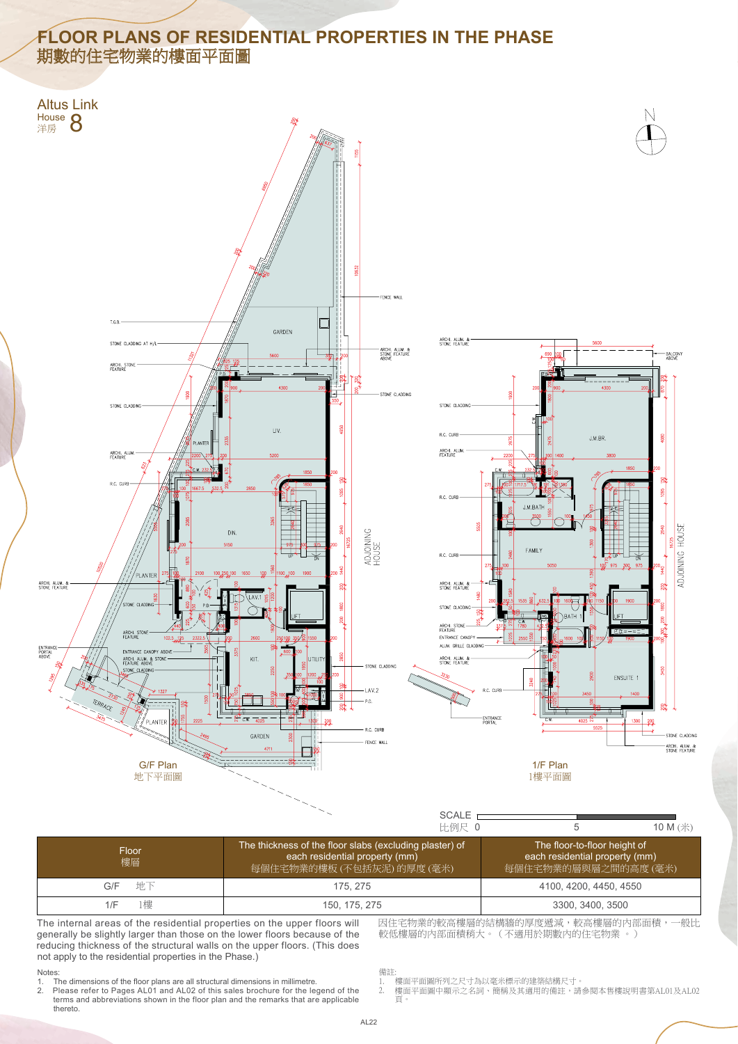# FLOOR PLANS OF RESIDENTIAL PROPERTIES IN THE PHASE
# 期數的住宅物業的樓面平面圖

## Altus Link
House 洋房 8

G/F Plan
地下平面圖

1/F Plan
1樓平面圖

SCALE 比例尺 0 5 10 M (米)

| Floor 樓層 | The thickness of the floor slabs (excluding plaster) of each residential property (mm) 每個住宅物業的樓板 (不包括灰泥) 的厚度 (毫米) | The floor-to-floor height of each residential property (mm) 每個住宅物業的層與層之間的高度 (毫米) |
|---|---|---|
| G/F 地下 | 175, 275 | 4100, 4200, 4450, 4550 |
| 1/F 1樓 | 150, 175, 275 | 3300, 3400, 3500 |

The internal areas of the residential properties on the upper floors will generally be slightly larger than those on the lower floors because of the reducing thickness of the structural walls on the upper floors. (This does not apply to the residential properties in the Phase.)

因住宅物業的較高樓層的結構牆的厚度遞減，較高樓層的內部面積，一般比較低樓層的內部面積稍大。（不適用於期數內的住宅物業 。）

Notes:
1. The dimensions of the floor plans are all structural dimensions in millimetre.
2. Please refer to Pages AL01 and AL02 of this sales brochure for the legend of the terms and abbreviations shown in the floor plan and the remarks that are applicable thereto.

備註:
1. 樓面平面圖所列之尺寸為以毫米標示的建築結構尺寸。
2. 樓面平面圖中顯示之名詞、簡稱及其適用的備註，請參閱本售樓說明書第AL01及AL02頁。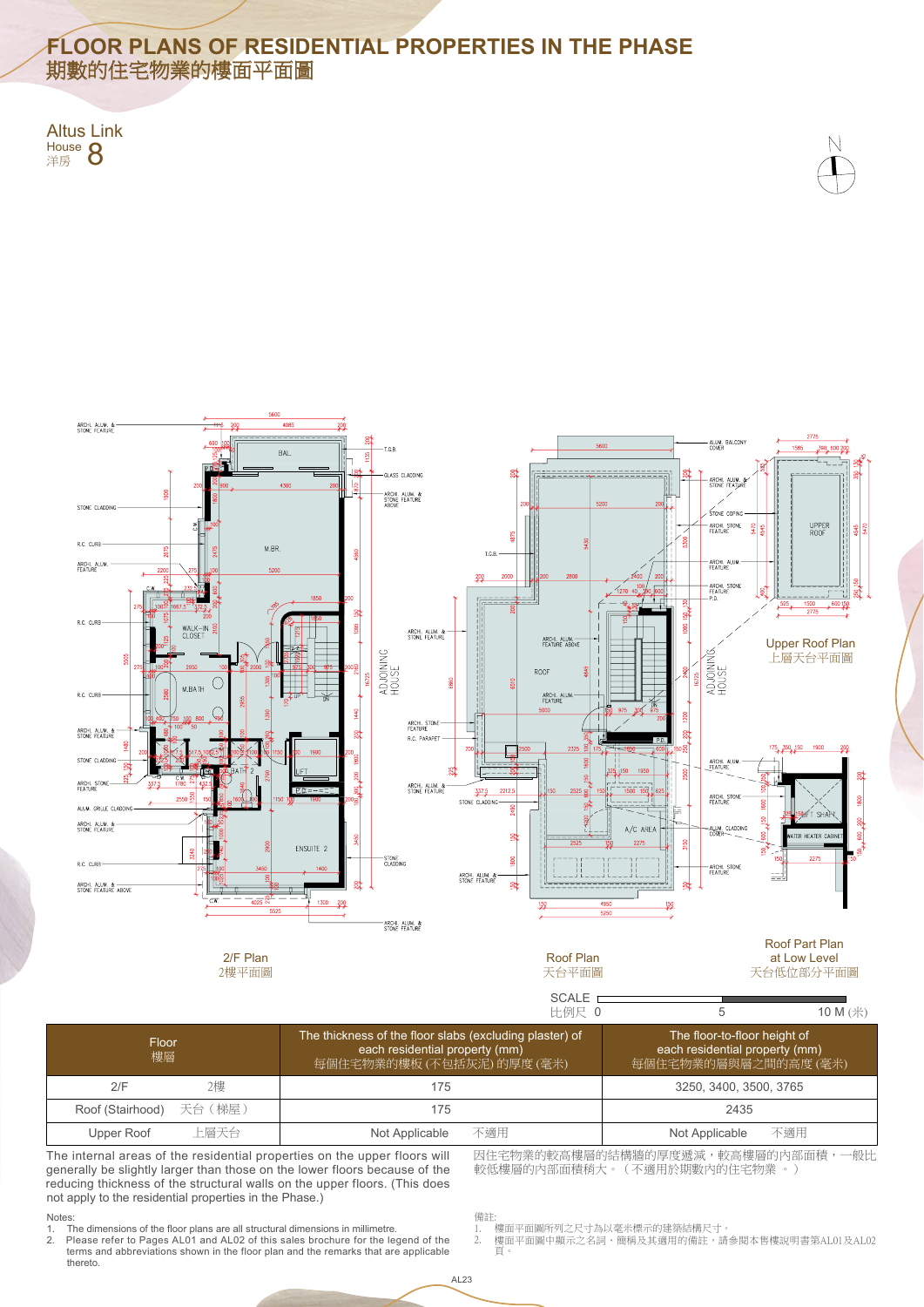# FLOOR PLANS OF RESIDENTIAL PROPERTIES IN THE PHASE
# 期數的住宅物業的樓面平面圖

Altus Link
House 洋房 8

2/F Plan
2樓平面圖

Roof Plan
天台平面圖

Upper Roof Plan
上層天台平面圖

Roof Part Plan at Low Level
天台低位部分平面圖

SCALE 比例尺 0 5 10 M (米)

| Floor 樓層 | | The thickness of the floor slabs (excluding plaster) of each residential property (mm) 每個住宅物業的樓板 (不包括灰泥) 的厚度 (毫米) | The floor-to-floor height of each residential property (mm) 每個住宅物業的層與層之間的高度 (毫米) |
|---|---|---|---|
| 2/F | 2樓 | 175 | 3250, 3400, 3500, 3765 |
| Roof (Stairhood) | 天台（梯屋） | 175 | 2435 |
| Upper Roof | 上層天台 | Not Applicable 不適用 | Not Applicable 不適用 |

The internal areas of the residential properties on the upper floors will generally be slightly larger than those on the lower floors because of the reducing thickness of the structural walls on the upper floors. (This does not apply to the residential properties in the Phase.)

因住宅物業的較高樓層的結構牆的厚度遞減，較高樓層的內部面積，一般比較低樓層的內部面積稍大。（不適用於期數內的住宅物業 。）

Notes:
1. The dimensions of the floor plans are all structural dimensions in millimetre.
2. Please refer to Pages AL01 and AL02 of this sales brochure for the legend of the terms and abbreviations shown in the floor plan and the remarks that are applicable thereto.

備註:
1. 樓面平面圖所列之尺寸為以毫米標示的建築結構尺寸。
2. 樓面平面圖中顯示之名詞、簡稱及其適用的備註，請參閱本售樓說明書第AL01及AL02頁。